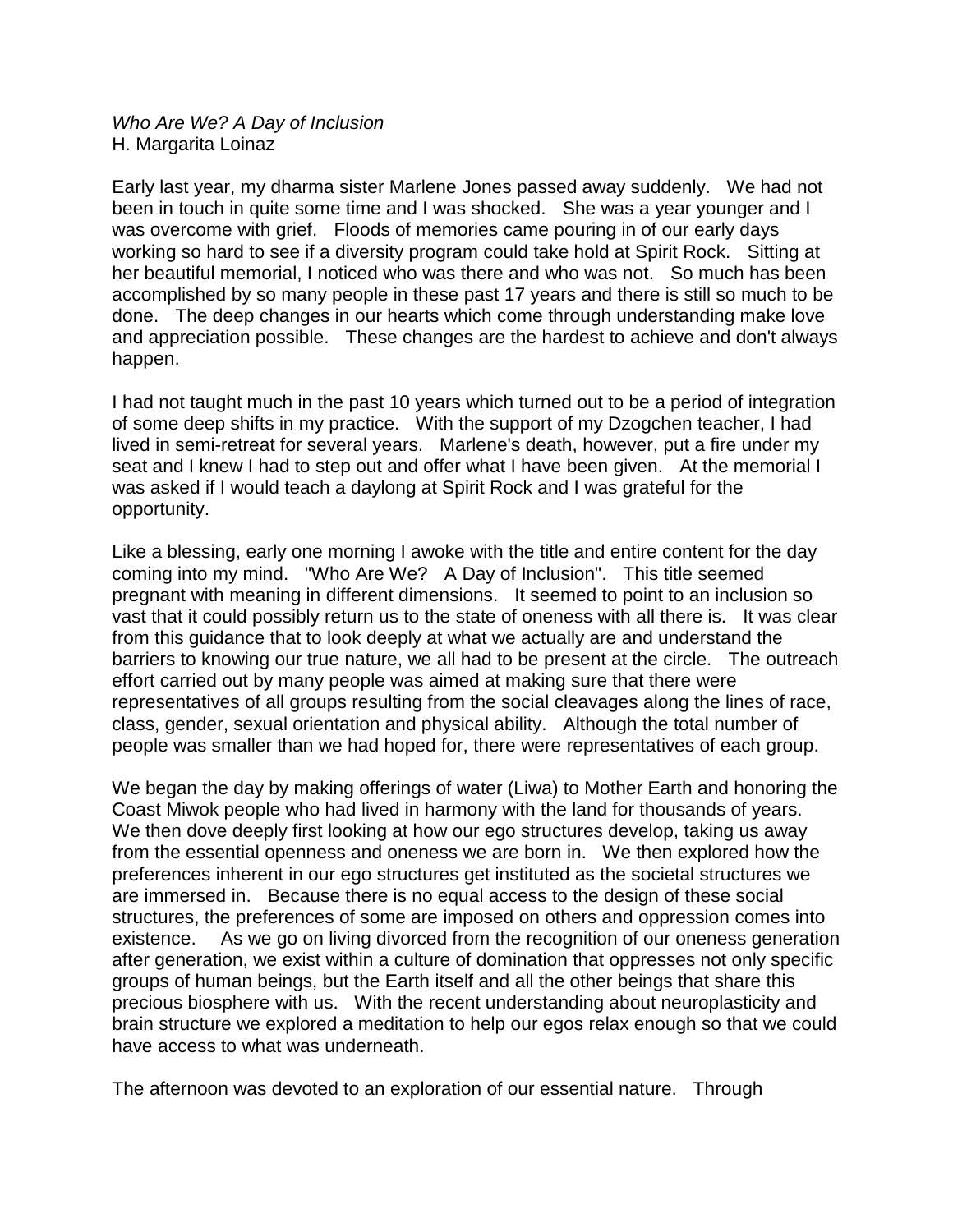*Who Are We? A Day of Inclusion*
H. Margarita Loinaz

Early last year, my dharma sister Marlene Jones passed away suddenly. We had not been in touch in quite some time and I was shocked. She was a year younger and I was overcome with grief. Floods of memories came pouring in of our early days working so hard to see if a diversity program could take hold at Spirit Rock. Sitting at her beautiful memorial, I noticed who was there and who was not. So much has been accomplished by so many people in these past 17 years and there is still so much to be done. The deep changes in our hearts which come through understanding make love and appreciation possible. These changes are the hardest to achieve and don't always happen.

I had not taught much in the past 10 years which turned out to be a period of integration of some deep shifts in my practice. With the support of my Dzogchen teacher, I had lived in semi-retreat for several years. Marlene's death, however, put a fire under my seat and I knew I had to step out and offer what I have been given. At the memorial I was asked if I would teach a daylong at Spirit Rock and I was grateful for the opportunity.

Like a blessing, early one morning I awoke with the title and entire content for the day coming into my mind. "Who Are We? A Day of Inclusion". This title seemed pregnant with meaning in different dimensions. It seemed to point to an inclusion so vast that it could possibly return us to the state of oneness with all there is. It was clear from this guidance that to look deeply at what we actually are and understand the barriers to knowing our true nature, we all had to be present at the circle. The outreach effort carried out by many people was aimed at making sure that there were representatives of all groups resulting from the social cleavages along the lines of race, class, gender, sexual orientation and physical ability. Although the total number of people was smaller than we had hoped for, there were representatives of each group.

We began the day by making offerings of water (Liwa) to Mother Earth and honoring the Coast Miwok people who had lived in harmony with the land for thousands of years. We then dove deeply first looking at how our ego structures develop, taking us away from the essential openness and oneness we are born in. We then explored how the preferences inherent in our ego structures get instituted as the societal structures we are immersed in. Because there is no equal access to the design of these social structures, the preferences of some are imposed on others and oppression comes into existence. As we go on living divorced from the recognition of our oneness generation after generation, we exist within a culture of domination that oppresses not only specific groups of human beings, but the Earth itself and all the other beings that share this precious biosphere with us. With the recent understanding about neuroplasticity and brain structure we explored a meditation to help our egos relax enough so that we could have access to what was underneath.

The afternoon was devoted to an exploration of our essential nature. Through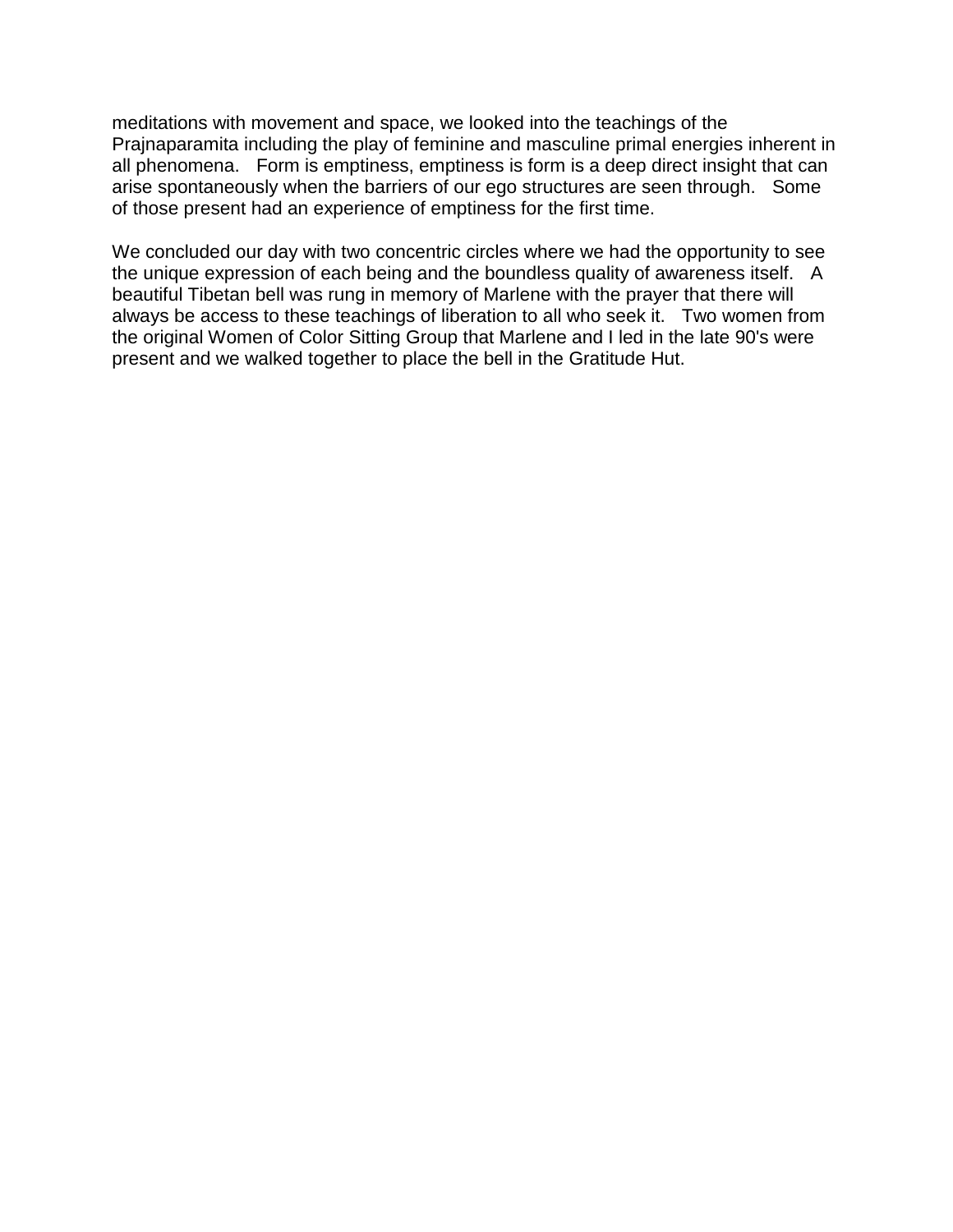meditations with movement and space, we looked into the teachings of the Prajnaparamita including the play of feminine and masculine primal energies inherent in all phenomena. Form is emptiness, emptiness is form is a deep direct insight that can arise spontaneously when the barriers of our ego structures are seen through. Some of those present had an experience of emptiness for the first time.

We concluded our day with two concentric circles where we had the opportunity to see the unique expression of each being and the boundless quality of awareness itself. A beautiful Tibetan bell was rung in memory of Marlene with the prayer that there will always be access to these teachings of liberation to all who seek it. Two women from the original Women of Color Sitting Group that Marlene and I led in the late 90's were present and we walked together to place the bell in the Gratitude Hut.